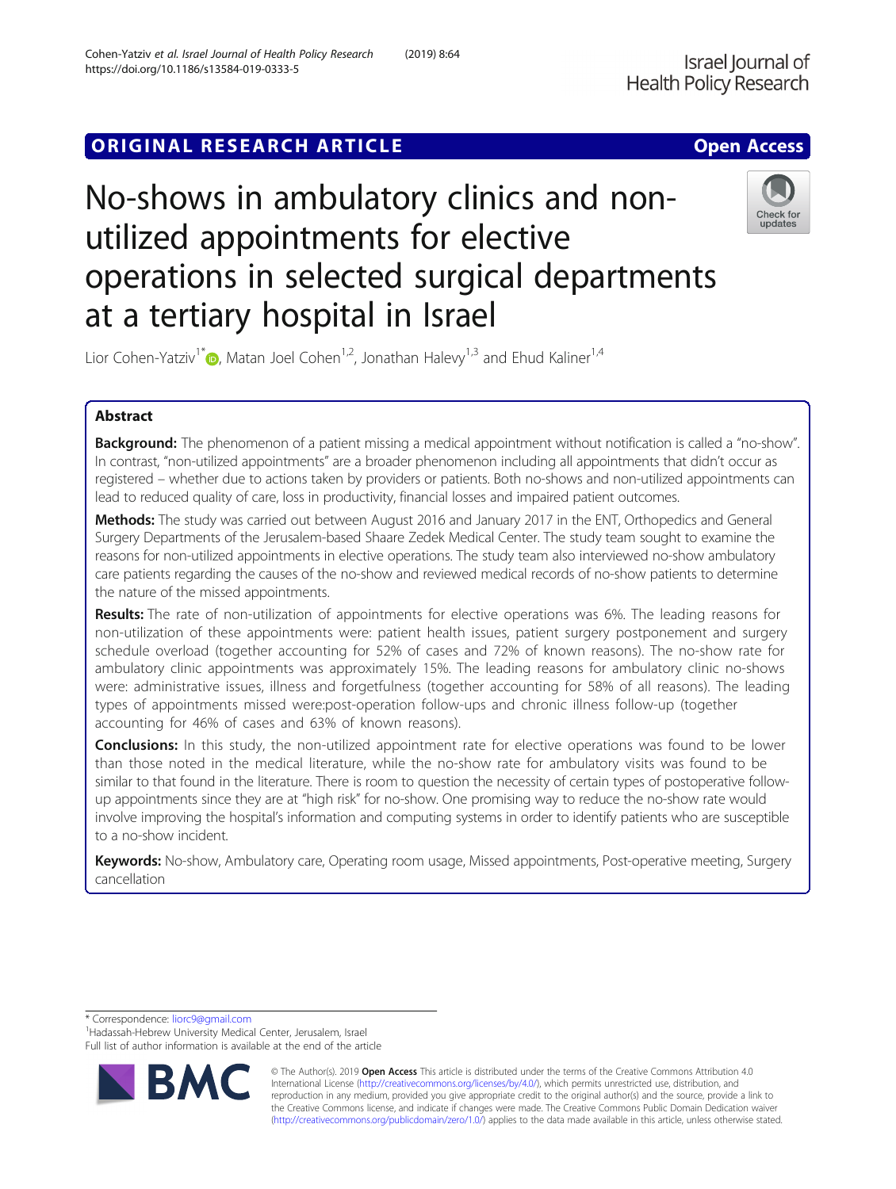ORIGINAL RESEARCH ARTICLE

Open Access

# No-shows in ambulatory clinics and non-utilized appointments for elective operations in selected surgical departments at a tertiary hospital in Israel

Lior Cohen-Yatziv[1*], Matan Joel Cohen[1,2], Jonathan Halevy[1,3] and Ehud Kaliner[1,4]

## Abstract

**Background:** The phenomenon of a patient missing a medical appointment without notification is called a "no-show". In contrast, "non-utilized appointments" are a broader phenomenon including all appointments that didn't occur as registered – whether due to actions taken by providers or patients. Both no-shows and non-utilized appointments can lead to reduced quality of care, loss in productivity, financial losses and impaired patient outcomes.

**Methods:** The study was carried out between August 2016 and January 2017 in the ENT, Orthopedics and General Surgery Departments of the Jerusalem-based Shaare Zedek Medical Center. The study team sought to examine the reasons for non-utilized appointments in elective operations. The study team also interviewed no-show ambulatory care patients regarding the causes of the no-show and reviewed medical records of no-show patients to determine the nature of the missed appointments.

**Results:** The rate of non-utilization of appointments for elective operations was 6%. The leading reasons for non-utilization of these appointments were: patient health issues, patient surgery postponement and surgery schedule overload (together accounting for 52% of cases and 72% of known reasons). The no-show rate for ambulatory clinic appointments was approximately 15%. The leading reasons for ambulatory clinic no-shows were: administrative issues, illness and forgetfulness (together accounting for 58% of all reasons). The leading types of appointments missed were:post-operation follow-ups and chronic illness follow-up (together accounting for 46% of cases and 63% of known reasons).

**Conclusions:** In this study, the non-utilized appointment rate for elective operations was found to be lower than those noted in the medical literature, while the no-show rate for ambulatory visits was found to be similar to that found in the literature. There is room to question the necessity of certain types of postoperative follow-up appointments since they are at "high risk" for no-show. One promising way to reduce the no-show rate would involve improving the hospital's information and computing systems in order to identify patients who are susceptible to a no-show incident.

**Keywords:** No-show, Ambulatory care, Operating room usage, Missed appointments, Post-operative meeting, Surgery cancellation

\* Correspondence: liorc9@gmail.com
[1]Hadassah-Hebrew University Medical Center, Jerusalem, Israel
Full list of author information is available at the end of the article

© The Author(s). 2019 **Open Access** This article is distributed under the terms of the Creative Commons Attribution 4.0 International License (http://creativecommons.org/licenses/by/4.0/), which permits unrestricted use, distribution, and reproduction in any medium, provided you give appropriate credit to the original author(s) and the source, provide a link to the Creative Commons license, and indicate if changes were made. The Creative Commons Public Domain Dedication waiver (http://creativecommons.org/publicdomain/zero/1.0/) applies to the data made available in this article, unless otherwise stated.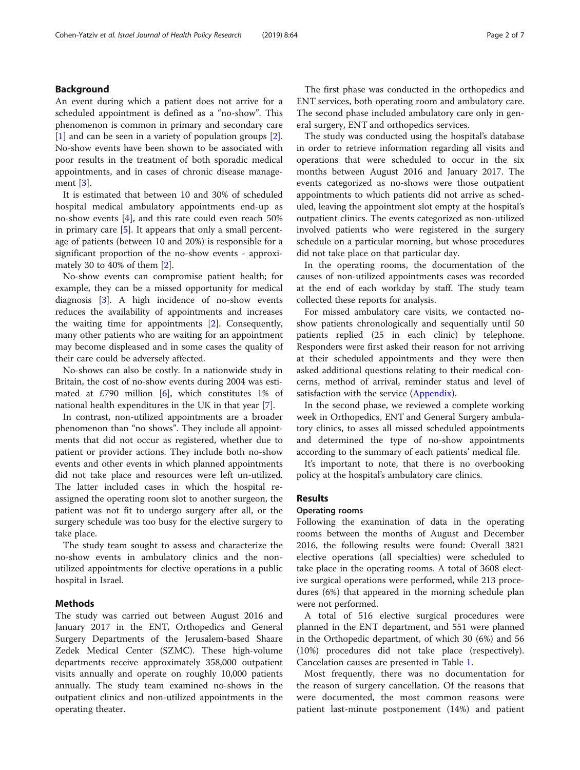## Background

An event during which a patient does not arrive for a scheduled appointment is defined as a "no-show". This phenomenon is common in primary and secondary care [1] and can be seen in a variety of population groups [2]. No-show events have been shown to be associated with poor results in the treatment of both sporadic medical appointments, and in cases of chronic disease management [3].

It is estimated that between 10 and 30% of scheduled hospital medical ambulatory appointments end-up as no-show events [4], and this rate could even reach 50% in primary care [5]. It appears that only a small percentage of patients (between 10 and 20%) is responsible for a significant proportion of the no-show events - approximately 30 to 40% of them [2].

No-show events can compromise patient health; for example, they can be a missed opportunity for medical diagnosis [3]. A high incidence of no-show events reduces the availability of appointments and increases the waiting time for appointments [2]. Consequently, many other patients who are waiting for an appointment may become displeased and in some cases the quality of their care could be adversely affected.

No-shows can also be costly. In a nationwide study in Britain, the cost of no-show events during 2004 was estimated at £790 million [6], which constitutes 1% of national health expenditures in the UK in that year [7].

In contrast, non-utilized appointments are a broader phenomenon than "no shows". They include all appointments that did not occur as registered, whether due to patient or provider actions. They include both no-show events and other events in which planned appointments did not take place and resources were left un-utilized. The latter included cases in which the hospital reassigned the operating room slot to another surgeon, the patient was not fit to undergo surgery after all, or the surgery schedule was too busy for the elective surgery to take place.

The study team sought to assess and characterize the no-show events in ambulatory clinics and the non-utilized appointments for elective operations in a public hospital in Israel.

## Methods

The study was carried out between August 2016 and January 2017 in the ENT, Orthopedics and General Surgery Departments of the Jerusalem-based Shaare Zedek Medical Center (SZMC). These high-volume departments receive approximately 358,000 outpatient visits annually and operate on roughly 10,000 patients annually. The study team examined no-shows in the outpatient clinics and non-utilized appointments in the operating theater.

The first phase was conducted in the orthopedics and ENT services, both operating room and ambulatory care. The second phase included ambulatory care only in general surgery, ENT and orthopedics services.

The study was conducted using the hospital's database in order to retrieve information regarding all visits and operations that were scheduled to occur in the six months between August 2016 and January 2017. The events categorized as no-shows were those outpatient appointments to which patients did not arrive as scheduled, leaving the appointment slot empty at the hospital's outpatient clinics. The events categorized as non-utilized involved patients who were registered in the surgery schedule on a particular morning, but whose procedures did not take place on that particular day.

In the operating rooms, the documentation of the causes of non-utilized appointments cases was recorded at the end of each workday by staff. The study team collected these reports for analysis.

For missed ambulatory care visits, we contacted no-show patients chronologically and sequentially until 50 patients replied (25 in each clinic) by telephone. Responders were first asked their reason for not arriving at their scheduled appointments and they were then asked additional questions relating to their medical concerns, method of arrival, reminder status and level of satisfaction with the service (Appendix).

In the second phase, we reviewed a complete working week in Orthopedics, ENT and General Surgery ambulatory clinics, to asses all missed scheduled appointments and determined the type of no-show appointments according to the summary of each patients' medical file.

It's important to note, that there is no overbooking policy at the hospital's ambulatory care clinics.

## Results

### Operating rooms

Following the examination of data in the operating rooms between the months of August and December 2016, the following results were found: Overall 3821 elective operations (all specialties) were scheduled to take place in the operating rooms. A total of 3608 elective surgical operations were performed, while 213 procedures (6%) that appeared in the morning schedule plan were not performed.

A total of 516 elective surgical procedures were planned in the ENT department, and 551 were planned in the Orthopedic department, of which 30 (6%) and 56 (10%) procedures did not take place (respectively). Cancelation causes are presented in Table 1.

Most frequently, there was no documentation for the reason of surgery cancellation. Of the reasons that were documented, the most common reasons were patient last-minute postponement (14%) and patient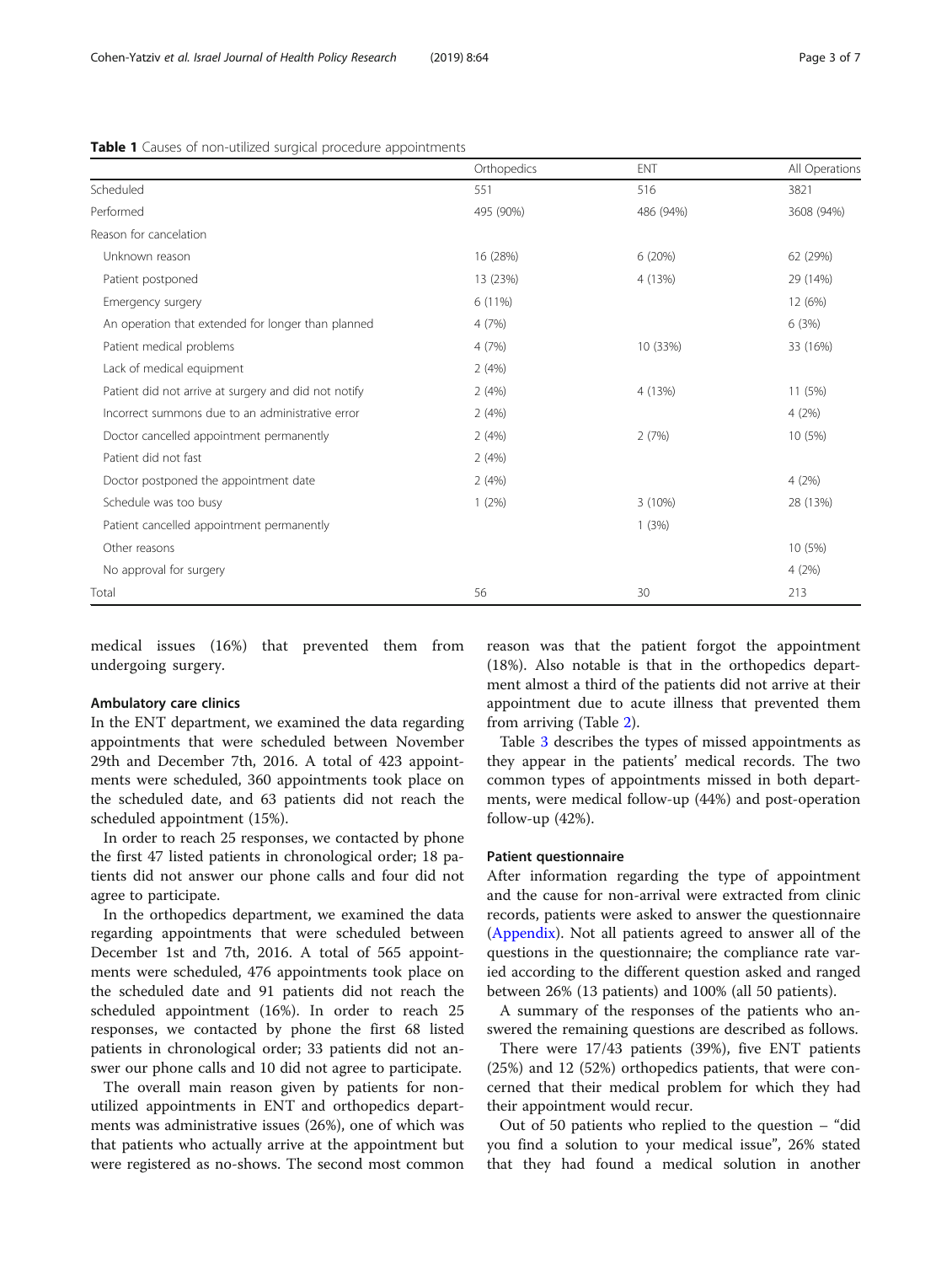**Table 1** Causes of non-utilized surgical procedure appointments

| | Orthopedics | ENT | All Operations |
|---|---|---|---|
| Scheduled | 551 | 516 | 3821 |
| Performed | 495 (90%) | 486 (94%) | 3608 (94%) |
| Reason for cancelation | | | |
| Unknown reason | 16 (28%) | 6 (20%) | 62 (29%) |
| Patient postponed | 13 (23%) | 4 (13%) | 29 (14%) |
| Emergency surgery | 6 (11%) | | 12 (6%) |
| An operation that extended for longer than planned | 4 (7%) | | 6 (3%) |
| Patient medical problems | 4 (7%) | 10 (33%) | 33 (16%) |
| Lack of medical equipment | 2 (4%) | | |
| Patient did not arrive at surgery and did not notify | 2 (4%) | 4 (13%) | 11 (5%) |
| Incorrect summons due to an administrative error | 2 (4%) | | 4 (2%) |
| Doctor cancelled appointment permanently | 2 (4%) | 2 (7%) | 10 (5%) |
| Patient did not fast | 2 (4%) | | |
| Doctor postponed the appointment date | 2 (4%) | | 4 (2%) |
| Schedule was too busy | 1 (2%) | 3 (10%) | 28 (13%) |
| Patient cancelled appointment permanently | | 1 (3%) | |
| Other reasons | | | 10 (5%) |
| No approval for surgery | | | 4 (2%) |
| Total | 56 | 30 | 213 |

medical issues (16%) that prevented them from undergoing surgery.

### Ambulatory care clinics

In the ENT department, we examined the data regarding appointments that were scheduled between November 29th and December 7th, 2016. A total of 423 appointments were scheduled, 360 appointments took place on the scheduled date, and 63 patients did not reach the scheduled appointment (15%).

In order to reach 25 responses, we contacted by phone the first 47 listed patients in chronological order; 18 patients did not answer our phone calls and four did not agree to participate.

In the orthopedics department, we examined the data regarding appointments that were scheduled between December 1st and 7th, 2016. A total of 565 appointments were scheduled, 476 appointments took place on the scheduled date and 91 patients did not reach the scheduled appointment (16%). In order to reach 25 responses, we contacted by phone the first 68 listed patients in chronological order; 33 patients did not answer our phone calls and 10 did not agree to participate.

The overall main reason given by patients for non-utilized appointments in ENT and orthopedics departments was administrative issues (26%), one of which was that patients who actually arrive at the appointment but were registered as no-shows. The second most common reason was that the patient forgot the appointment (18%). Also notable is that in the orthopedics department almost a third of the patients did not arrive at their appointment due to acute illness that prevented them from arriving (Table 2).

Table 3 describes the types of missed appointments as they appear in the patients' medical records. The two common types of appointments missed in both departments, were medical follow-up (44%) and post-operation follow-up (42%).

### Patient questionnaire

After information regarding the type of appointment and the cause for non-arrival were extracted from clinic records, patients were asked to answer the questionnaire (Appendix). Not all patients agreed to answer all of the questions in the questionnaire; the compliance rate varied according to the different question asked and ranged between 26% (13 patients) and 100% (all 50 patients).

A summary of the responses of the patients who answered the remaining questions are described as follows.

There were 17/43 patients (39%), five ENT patients (25%) and 12 (52%) orthopedics patients, that were concerned that their medical problem for which they had their appointment would recur.

Out of 50 patients who replied to the question – "did you find a solution to your medical issue", 26% stated that they had found a medical solution in another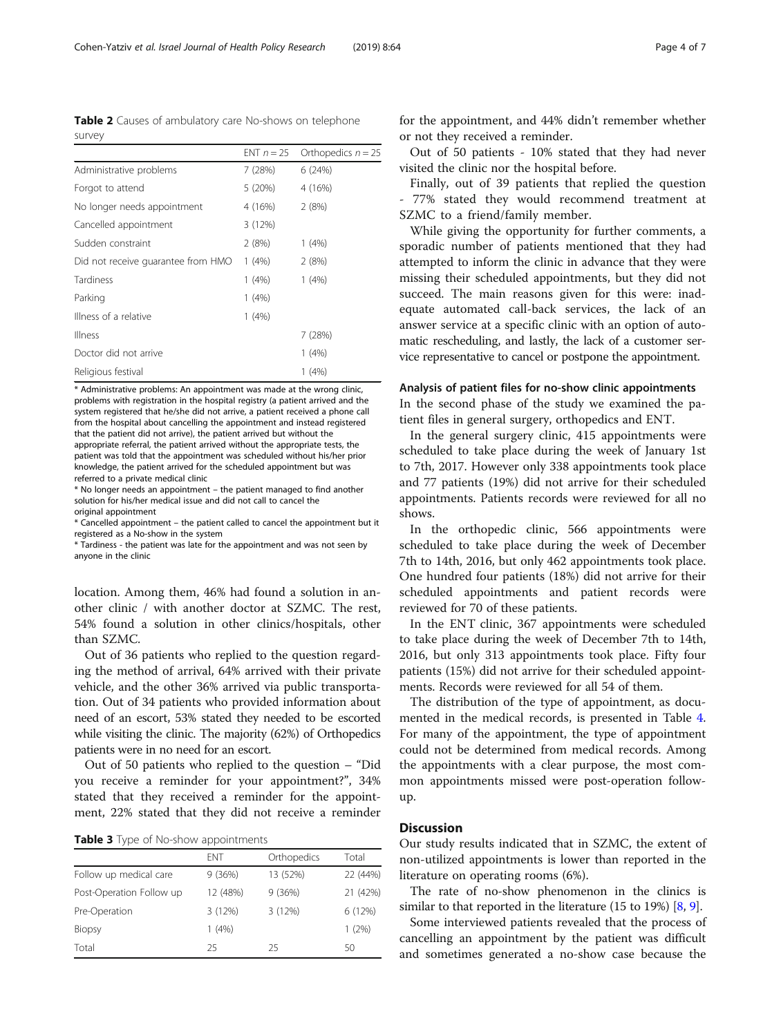**Table 2** Causes of ambulatory care No-shows on telephone survey

| | ENT $n = 25$ | Orthopedics $n = 25$ |
|---|---|---|
| Administrative problems | 7 (28%) | 6 (24%) |
| Forgot to attend | 5 (20%) | 4 (16%) |
| No longer needs appointment | 4 (16%) | 2 (8%) |
| Cancelled appointment | 3 (12%) | |
| Sudden constraint | 2 (8%) | 1 (4%) |
| Did not receive guarantee from HMO | 1 (4%) | 2 (8%) |
| Tardiness | 1 (4%) | 1 (4%) |
| Parking | 1 (4%) | |
| Illness of a relative | 1 (4%) | |
| Illness | | 7 (28%) |
| Doctor did not arrive | | 1 (4%) |
| Religious festival | | 1 (4%) |

* Administrative problems: An appointment was made at the wrong clinic, problems with registration in the hospital registry (a patient arrived and the system registered that he/she did not arrive, a patient received a phone call from the hospital about cancelling the appointment and instead registered that the patient did not arrive), the patient arrived but without the appropriate referral, the patient arrived without the appropriate tests, the patient was told that the appointment was scheduled without his/her prior knowledge, the patient arrived for the scheduled appointment but was referred to a private medical clinic

* No longer needs an appointment – the patient managed to find another solution for his/her medical issue and did not call to cancel the original appointment

* Cancelled appointment – the patient called to cancel the appointment but it registered as a No-show in the system

* Tardiness - the patient was late for the appointment and was not seen by anyone in the clinic

location. Among them, 46% had found a solution in another clinic / with another doctor at SZMC. The rest, 54% found a solution in other clinics/hospitals, other than SZMC.

Out of 36 patients who replied to the question regarding the method of arrival, 64% arrived with their private vehicle, and the other 36% arrived via public transportation. Out of 34 patients who provided information about need of an escort, 53% stated they needed to be escorted while visiting the clinic. The majority (62%) of Orthopedics patients were in no need for an escort.

Out of 50 patients who replied to the question – "Did you receive a reminder for your appointment?", 34% stated that they received a reminder for the appointment, 22% stated that they did not receive a reminder for the appointment, and 44% didn't remember whether or not they received a reminder.

**Table 3** Type of No-show appointments

| | ENT | Orthopedics | Total |
|---|---|---|---|
| Follow up medical care | 9 (36%) | 13 (52%) | 22 (44%) |
| Post-Operation Follow up | 12 (48%) | 9 (36%) | 21 (42%) |
| Pre-Operation | 3 (12%) | 3 (12%) | 6 (12%) |
| Biopsy | 1 (4%) | | 1 (2%) |
| Total | 25 | 25 | 50 |

Out of 50 patients - 10% stated that they had never visited the clinic nor the hospital before.

Finally, out of 39 patients that replied the question - 77% stated they would recommend treatment at SZMC to a friend/family member.

While giving the opportunity for further comments, a sporadic number of patients mentioned that they had attempted to inform the clinic in advance that they were missing their scheduled appointments, but they did not succeed. The main reasons given for this were: inadequate automated call-back services, the lack of an answer service at a specific clinic with an option of automatic rescheduling, and lastly, the lack of a customer service representative to cancel or postpone the appointment.

### Analysis of patient files for no-show clinic appointments

In the second phase of the study we examined the patient files in general surgery, orthopedics and ENT.

In the general surgery clinic, 415 appointments were scheduled to take place during the week of January 1st to 7th, 2017. However only 338 appointments took place and 77 patients (19%) did not arrive for their scheduled appointments. Patients records were reviewed for all no shows.

In the orthopedic clinic, 566 appointments were scheduled to take place during the week of December 7th to 14th, 2016, but only 462 appointments took place. One hundred four patients (18%) did not arrive for their scheduled appointments and patient records were reviewed for 70 of these patients.

In the ENT clinic, 367 appointments were scheduled to take place during the week of December 7th to 14th, 2016, but only 313 appointments took place. Fifty four patients (15%) did not arrive for their scheduled appointments. Records were reviewed for all 54 of them.

The distribution of the type of appointment, as documented in the medical records, is presented in Table 4. For many of the appointment, the type of appointment could not be determined from medical records. Among the appointments with a clear purpose, the most common appointments missed were post-operation follow-up.

## Discussion

Our study results indicated that in SZMC, the extent of non-utilized appointments is lower than reported in the literature on operating rooms (6%).

The rate of no-show phenomenon in the clinics is similar to that reported in the literature (15 to 19%) [8, 9].

Some interviewed patients revealed that the process of cancelling an appointment by the patient was difficult and sometimes generated a no-show case because the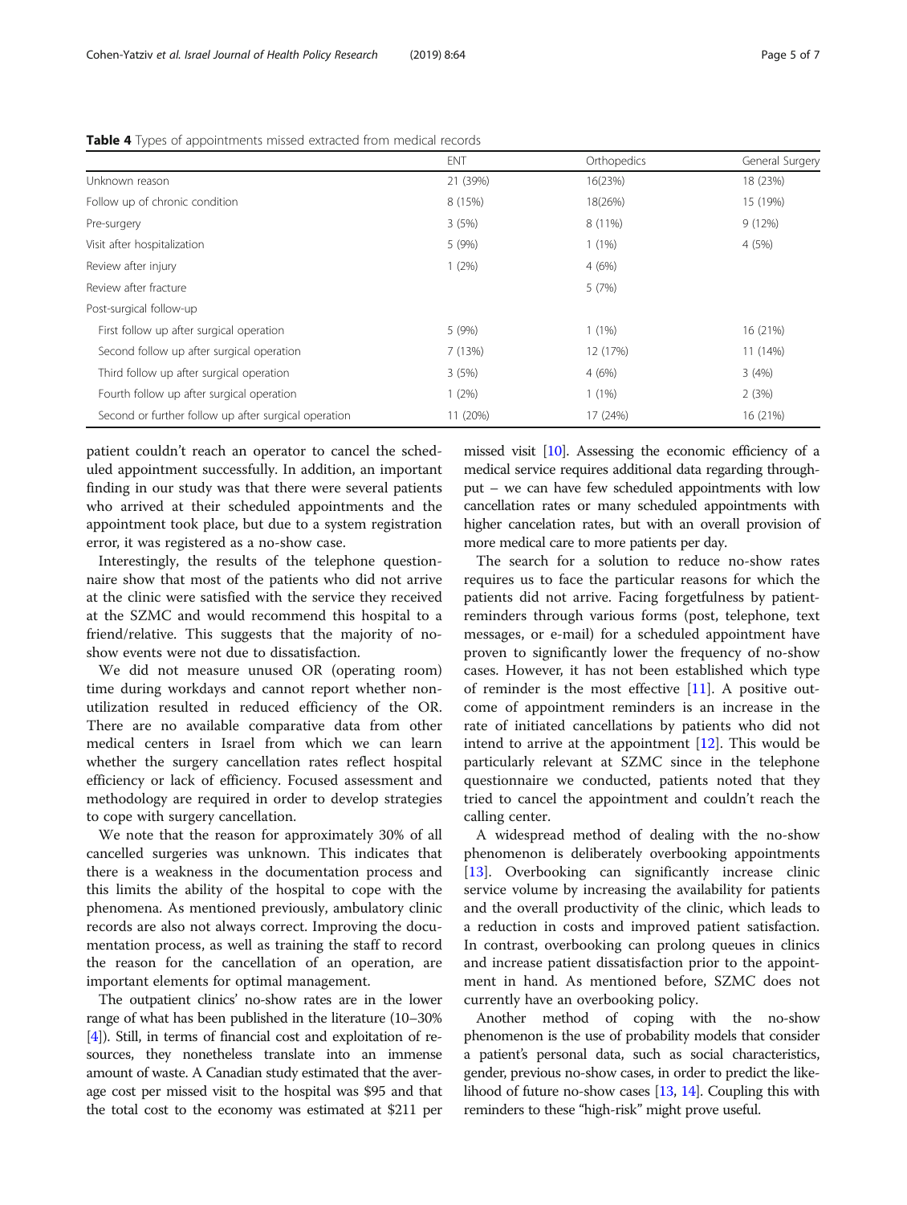**Table 4** Types of appointments missed extracted from medical records

| | ENT | Orthopedics | General Surgery |
|---|---|---|---|
| Unknown reason | 21 (39%) | 16(23%) | 18 (23%) |
| Follow up of chronic condition | 8 (15%) | 18(26%) | 15 (19%) |
| Pre-surgery | 3 (5%) | 8 (11%) | 9 (12%) |
| Visit after hospitalization | 5 (9%) | 1 (1%) | 4 (5%) |
| Review after injury | 1 (2%) | 4 (6%) | |
| Review after fracture | | 5 (7%) | |
| Post-surgical follow-up | | | |
| First follow up after surgical operation | 5 (9%) | 1 (1%) | 16 (21%) |
| Second follow up after surgical operation | 7 (13%) | 12 (17%) | 11 (14%) |
| Third follow up after surgical operation | 3 (5%) | 4 (6%) | 3 (4%) |
| Fourth follow up after surgical operation | 1 (2%) | 1 (1%) | 2 (3%) |
| Second or further follow up after surgical operation | 11 (20%) | 17 (24%) | 16 (21%) |

patient couldn't reach an operator to cancel the scheduled appointment successfully. In addition, an important finding in our study was that there were several patients who arrived at their scheduled appointments and the appointment took place, but due to a system registration error, it was registered as a no-show case.

Interestingly, the results of the telephone questionnaire show that most of the patients who did not arrive at the clinic were satisfied with the service they received at the SZMC and would recommend this hospital to a friend/relative. This suggests that the majority of no-show events were not due to dissatisfaction.

We did not measure unused OR (operating room) time during workdays and cannot report whether non-utilization resulted in reduced efficiency of the OR. There are no available comparative data from other medical centers in Israel from which we can learn whether the surgery cancellation rates reflect hospital efficiency or lack of efficiency. Focused assessment and methodology are required in order to develop strategies to cope with surgery cancellation.

We note that the reason for approximately 30% of all cancelled surgeries was unknown. This indicates that there is a weakness in the documentation process and this limits the ability of the hospital to cope with the phenomena. As mentioned previously, ambulatory clinic records are also not always correct. Improving the documentation process, as well as training the staff to record the reason for the cancellation of an operation, are important elements for optimal management.

The outpatient clinics' no-show rates are in the lower range of what has been published in the literature (10–30% [4]). Still, in terms of financial cost and exploitation of resources, they nonetheless translate into an immense amount of waste. A Canadian study estimated that the average cost per missed visit to the hospital was $95 and that the total cost to the economy was estimated at $211 per missed visit [10]. Assessing the economic efficiency of a medical service requires additional data regarding throughput – we can have few scheduled appointments with low cancellation rates or many scheduled appointments with higher cancelation rates, but with an overall provision of more medical care to more patients per day.

The search for a solution to reduce no-show rates requires us to face the particular reasons for which the patients did not arrive. Facing forgetfulness by patient-reminders through various forms (post, telephone, text messages, or e-mail) for a scheduled appointment have proven to significantly lower the frequency of no-show cases. However, it has not been established which type of reminder is the most effective [11]. A positive outcome of appointment reminders is an increase in the rate of initiated cancellations by patients who did not intend to arrive at the appointment [12]. This would be particularly relevant at SZMC since in the telephone questionnaire we conducted, patients noted that they tried to cancel the appointment and couldn't reach the calling center.

A widespread method of dealing with the no-show phenomenon is deliberately overbooking appointments [13]. Overbooking can significantly increase clinic service volume by increasing the availability for patients and the overall productivity of the clinic, which leads to a reduction in costs and improved patient satisfaction. In contrast, overbooking can prolong queues in clinics and increase patient dissatisfaction prior to the appointment in hand. As mentioned before, SZMC does not currently have an overbooking policy.

Another method of coping with the no-show phenomenon is the use of probability models that consider a patient's personal data, such as social characteristics, gender, previous no-show cases, in order to predict the likelihood of future no-show cases [13, 14]. Coupling this with reminders to these "high-risk" might prove useful.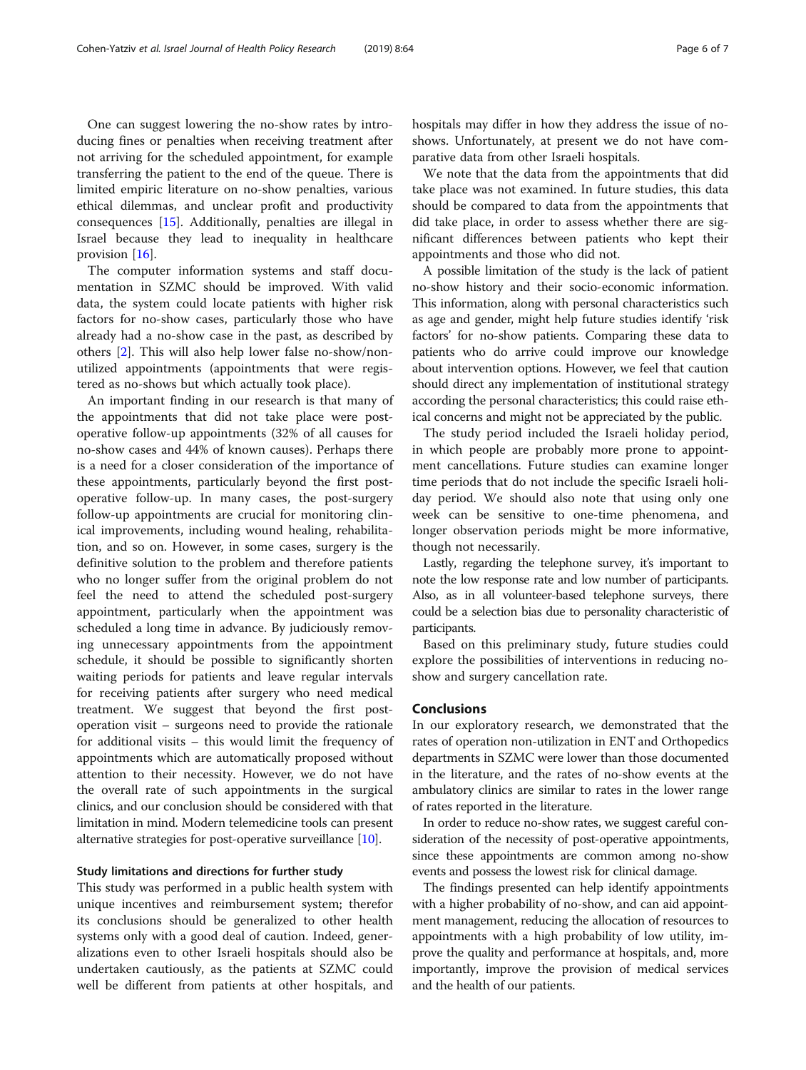One can suggest lowering the no-show rates by introducing fines or penalties when receiving treatment after not arriving for the scheduled appointment, for example transferring the patient to the end of the queue. There is limited empiric literature on no-show penalties, various ethical dilemmas, and unclear profit and productivity consequences [15]. Additionally, penalties are illegal in Israel because they lead to inequality in healthcare provision [16].

The computer information systems and staff documentation in SZMC should be improved. With valid data, the system could locate patients with higher risk factors for no-show cases, particularly those who have already had a no-show case in the past, as described by others [2]. This will also help lower false no-show/non-utilized appointments (appointments that were registered as no-shows but which actually took place).

An important finding in our research is that many of the appointments that did not take place were post-operative follow-up appointments (32% of all causes for no-show cases and 44% of known causes). Perhaps there is a need for a closer consideration of the importance of these appointments, particularly beyond the first post-operative follow-up. In many cases, the post-surgery follow-up appointments are crucial for monitoring clinical improvements, including wound healing, rehabilitation, and so on. However, in some cases, surgery is the definitive solution to the problem and therefore patients who no longer suffer from the original problem do not feel the need to attend the scheduled post-surgery appointment, particularly when the appointment was scheduled a long time in advance. By judiciously removing unnecessary appointments from the appointment schedule, it should be possible to significantly shorten waiting periods for patients and leave regular intervals for receiving patients after surgery who need medical treatment. We suggest that beyond the first post-operation visit – surgeons need to provide the rationale for additional visits – this would limit the frequency of appointments which are automatically proposed without attention to their necessity. However, we do not have the overall rate of such appointments in the surgical clinics, and our conclusion should be considered with that limitation in mind. Modern telemedicine tools can present alternative strategies for post-operative surveillance [10].

### Study limitations and directions for further study

This study was performed in a public health system with unique incentives and reimbursement system; therefor its conclusions should be generalized to other health systems only with a good deal of caution. Indeed, generalizations even to other Israeli hospitals should also be undertaken cautiously, as the patients at SZMC could well be different from patients at other hospitals, and hospitals may differ in how they address the issue of no-shows. Unfortunately, at present we do not have comparative data from other Israeli hospitals.

We note that the data from the appointments that did take place was not examined. In future studies, this data should be compared to data from the appointments that did take place, in order to assess whether there are significant differences between patients who kept their appointments and those who did not.

A possible limitation of the study is the lack of patient no-show history and their socio-economic information. This information, along with personal characteristics such as age and gender, might help future studies identify 'risk factors' for no-show patients. Comparing these data to patients who do arrive could improve our knowledge about intervention options. However, we feel that caution should direct any implementation of institutional strategy according the personal characteristics; this could raise ethical concerns and might not be appreciated by the public.

The study period included the Israeli holiday period, in which people are probably more prone to appointment cancellations. Future studies can examine longer time periods that do not include the specific Israeli holiday period. We should also note that using only one week can be sensitive to one-time phenomena, and longer observation periods might be more informative, though not necessarily.

Lastly, regarding the telephone survey, it's important to note the low response rate and low number of participants. Also, as in all volunteer-based telephone surveys, there could be a selection bias due to personality characteristic of participants.

Based on this preliminary study, future studies could explore the possibilities of interventions in reducing no-show and surgery cancellation rate.

## Conclusions

In our exploratory research, we demonstrated that the rates of operation non-utilization in ENT and Orthopedics departments in SZMC were lower than those documented in the literature, and the rates of no-show events at the ambulatory clinics are similar to rates in the lower range of rates reported in the literature.

In order to reduce no-show rates, we suggest careful consideration of the necessity of post-operative appointments, since these appointments are common among no-show events and possess the lowest risk for clinical damage.

The findings presented can help identify appointments with a higher probability of no-show, and can aid appointment management, reducing the allocation of resources to appointments with a high probability of low utility, improve the quality and performance at hospitals, and, more importantly, improve the provision of medical services and the health of our patients.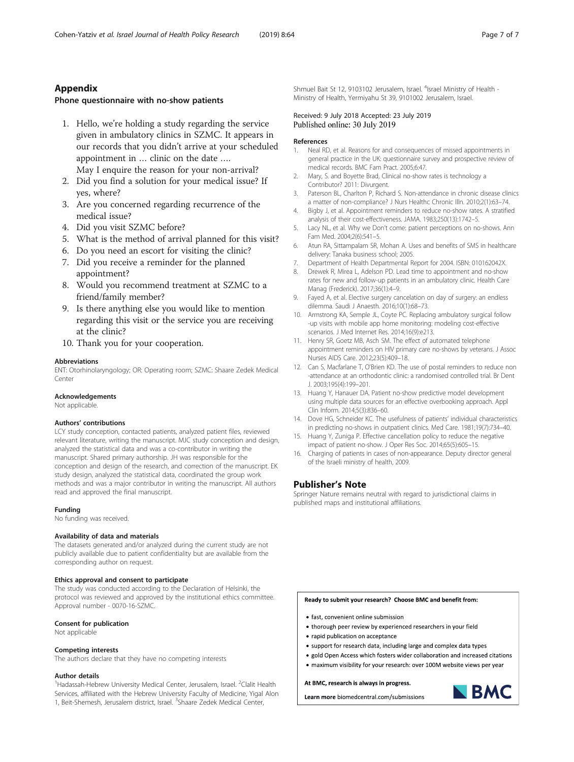## Appendix

### Phone questionnaire with no-show patients

1. Hello, we're holding a study regarding the service given in ambulatory clinics in SZMC. It appears in our records that you didn't arrive at your scheduled appointment in … clinic on the date ….
   May I enquire the reason for your non-arrival?
2. Did you find a solution for your medical issue? If yes, where?
3. Are you concerned regarding recurrence of the medical issue?
4. Did you visit SZMC before?
5. What is the method of arrival planned for this visit?
6. Do you need an escort for visiting the clinic?
7. Did you receive a reminder for the planned appointment?
8. Would you recommend treatment at SZMC to a friend/family member?
9. Is there anything else you would like to mention regarding this visit or the service you are receiving at the clinic?
10. Thank you for your cooperation.

#### Abbreviations

ENT: Otorhinolaryngology; OR: Operating room; SZMC: Shaare Zedek Medical Center

#### Acknowledgements

Not applicable.

#### Authors' contributions

LCY study conception, contacted patients, analyzed patient files, reviewed relevant literature, writing the manuscript. MJC study conception and design, analyzed the statistical data and was a co-contributor in writing the manuscript. Shared primary authorship. JH was responsible for the conception and design of the research, and correction of the manuscript. EK study design, analyzed the statistical data, coordinated the group work methods and was a major contributor in writing the manuscript. All authors read and approved the final manuscript.

#### Funding

No funding was received.

#### Availability of data and materials

The datasets generated and/or analyzed during the current study are not publicly available due to patient confidentiality but are available from the corresponding author on request.

#### Ethics approval and consent to participate

The study was conducted according to the Declaration of Helsinki, the protocol was reviewed and approved by the institutional ethics committee. Approval number - 0070-16-SZMC.

#### Consent for publication

Not applicable

#### Competing interests

The authors declare that they have no competing interests

#### Author details

[1]Hadassah-Hebrew University Medical Center, Jerusalem, Israel. [2]Clalit Health Services, affiliated with the Hebrew University Faculty of Medicine, Yigal Alon 1, Beit-Shemesh, Jerusalem district, Israel. [3]Shaare Zedek Medical Center, Shmuel Bait St 12, 9103102 Jerusalem, Israel. [4]Israel Ministry of Health - Ministry of Health, Yermiyahu St 39, 9101002 Jerusalem, Israel.

Received: 9 July 2018 Accepted: 23 July 2019
Published online: 30 July 2019

#### References

1. Neal RD, et al. Reasons for and consequences of missed appointments in general practice in the UK: questionnaire survey and prospective review of medical records. BMC Fam Pract. 2005;6:47.
2. Mary, S. and Boyette Brad, Clinical no-show rates is technology a Contributor? 2011: Divurgent.
3. Paterson BL, Charlton P, Richard S. Non-attendance in chronic disease clinics a matter of non-compliance? J Nurs Healthc Chronic Illn. 2010;2(1):63–74.
4. Bigby J, et al. Appointment reminders to reduce no-show rates. A stratified analysis of their cost-effectiveness. JAMA. 1983;250(13):1742–5.
5. Lacy NL, et al. Why we Don't come: patient perceptions on no-shows. Ann Fam Med. 2004;2(6):541–5.
6. Atun RA, Sittampalam SR, Mohan A. Uses and benefits of SMS in healthcare delivery: Tanaka business school; 2005.
7. Department of Health Departmental Report for 2004. ISBN: 010162042X.
8. Drewek R, Mirea L, Adelson PD. Lead time to appointment and no-show rates for new and follow-up patients in an ambulatory clinic. Health Care Manag (Frederick). 2017;36(1):4–9.
9. Fayed A, et al. Elective surgery cancelation on day of surgery: an endless dilemma. Saudi J Anaesth. 2016;10(1):68–73.
10. Armstrong KA, Semple JL, Coyte PC. Replacing ambulatory surgical follow -up visits with mobile app home monitoring: modeling cost-effective scenarios. J Med Internet Res. 2014;16(9):e213.
11. Henry SR, Goetz MB, Asch SM. The effect of automated telephone appointment reminders on HIV primary care no-shows by veterans. J Assoc Nurses AIDS Care. 2012;23(5):409–18.
12. Can S, Macfarlane T, O'Brien KD. The use of postal reminders to reduce non -attendance at an orthodontic clinic: a randomised controlled trial. Br Dent J. 2003;195(4):199–201.
13. Huang Y, Hanauer DA. Patient no-show predictive model development using multiple data sources for an effective overbooking approach. Appl Clin Inform. 2014;5(3):836–60.
14. Dove HG, Schneider KC. The usefulness of patients' individual characteristics in predicting no-shows in outpatient clinics. Med Care. 1981;19(7):734–40.
15. Huang Y, Zuniga P. Effective cancellation policy to reduce the negative impact of patient no-show. J Oper Res Soc. 2014;65(5):605–15.
16. Charging of patients in cases of non-appearance. Deputy director general of the Israeli ministry of health, 2009.

## Publisher's Note

Springer Nature remains neutral with regard to jurisdictional claims in published maps and institutional affiliations.

**Ready to submit your research? Choose BMC and benefit from:**

- fast, convenient online submission
- thorough peer review by experienced researchers in your field
- rapid publication on acceptance
- support for research data, including large and complex data types
- gold Open Access which fosters wider collaboration and increased citations
- maximum visibility for your research: over 100M website views per year

**At BMC, research is always in progress.**

**Learn more** biomedcentral.com/submissions

BMC